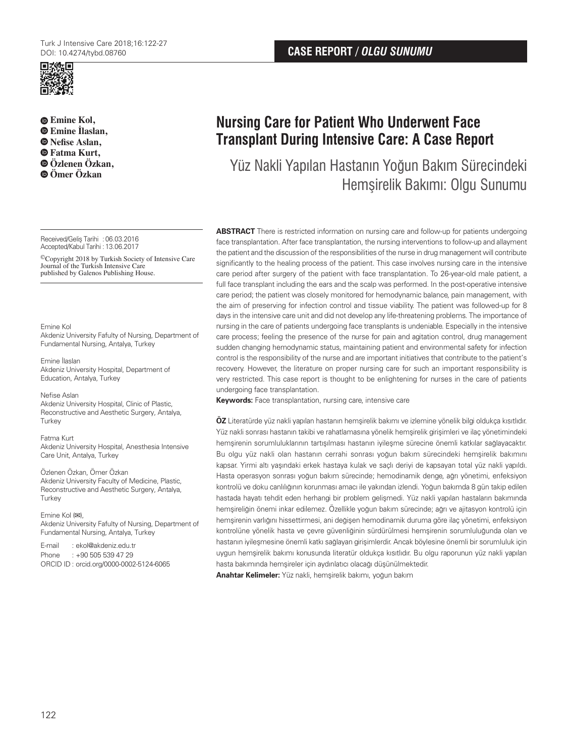CASE REPORT / *OLGU SUNUMU*

# Nursing Care for Patient Who Underwent Face Transplant During Intensive Care: A Case Report

## Yüz Nakli Yapılan Hastanın Yoğun Bakım Sürecindeki Hemşirelik Bakımı: Olgu Sunumu

**Emine Kol, Emine İlaslan, Nefise Aslan, Fatma Kurt, Özlenen Özkan, Ömer Özkan**

Received/Geliş Tarihi : 06.03.2016
Accepted/Kabul Tarihi : 13.06.2017

©Copyright 2018 by Turkish Society of Intensive Care Journal of the Turkish Intensive Care published by Galenos Publishing House.

Emine Kol
Akdeniz University Fafulty of Nursing, Department of Fundamental Nursing, Antalya, Turkey

Emine İlaslan
Akdeniz University Hospital, Department of Education, Antalya, Turkey

Nefise Aslan
Akdeniz University Hospital, Clinic of Plastic, Reconstructive and Aesthetic Surgery, Antalya, Turkey

Fatma Kurt
Akdeniz University Hospital, Anesthesia Intensive Care Unit, Antalya, Turkey

Özlenen Özkan, Ömer Özkan
Akdeniz University Faculty of Medicine, Plastic, Reconstructive and Aesthetic Surgery, Antalya, Turkey

Emine Kol (✉),
Akdeniz University Fafulty of Nursing, Department of Fundamental Nursing, Antalya, Turkey

E-mail : ekol@akdeniz.edu.tr
Phone : +90 505 539 47 29
ORCID ID : orcid.org/0000-0002-5124-6065

**ABSTRACT** There is restricted information on nursing care and follow-up for patients undergoing face transplantation. After face transplantation, the nursing interventions to follow-up and allayment the patient and the discussion of the responsibilities of the nurse in drug management will contribute significantly to the healing process of the patient. This case involves nursing care in the intensive care period after surgery of the patient with face transplantation. To 26-year-old male patient, a full face transplant including the ears and the scalp was performed. In the post-operative intensive care period; the patient was closely monitored for hemodynamic balance, pain management, with the aim of preserving for infection control and tissue viability. The patient was followed-up for 8 days in the intensive care unit and did not develop any life-threatening problems. The importance of nursing in the care of patients undergoing face transplants is undeniable. Especially in the intensive care process; feeling the presence of the nurse for pain and agitation control, drug management sudden changing hemodynamic status, maintaining patient and environmental safety for infection control is the responsibility of the nurse and are important initiatives that contribute to the patient's recovery. However, the literature on proper nursing care for such an important responsibility is very restricted. This case report is thought to be enlightening for nurses in the care of patients undergoing face transplantation.

**Keywords:** Face transplantation, nursing care, intensive care

**ÖZ** Literatürde yüz nakli yapılan hastanın hemşirelik bakımı ve izlemine yönelik bilgi oldukça kısıtlıdır. Yüz nakli sonrası hastanın takibi ve rahatlamasına yönelik hemşirelik girişimleri ve ilaç yönetimindeki hemşirenin sorumluluklarının tartışılması hastanın iyileşme sürecine önemli katkılar sağlayacaktır. Bu olgu yüz nakli olan hastanın cerrahi sonrası yoğun bakım sürecindeki hemşirelik bakımını kapsar. Yirmi altı yaşındaki erkek hastaya kulak ve saçlı deriyi de kapsayan total yüz nakli yapıldı. Hasta operasyon sonrası yoğun bakım sürecinde; hemodinamik denge, ağrı yönetimi, enfeksiyon kontrolü ve doku canlılığının korunması amacı ile yakından izlendi. Yoğun bakımda 8 gün takip edilen hastada hayatı tehdit eden herhangi bir problem gelişmedi. Yüz nakli yapılan hastaların bakımında hemşireliğin önemi inkar edilemez. Özellikle yoğun bakım sürecinde; ağrı ve ajitasyon kontrolü için hemşirenin varlığını hissettirmesi, ani değişen hemodinamik duruma göre ilaç yönetimi, enfeksiyon kontrolüne yönelik hasta ve çevre güvenliğinin sürdürülmesi hemşirenin sorumluluğunda olan ve hastanın iyileşmesine önemli katkı sağlayan girişimlerdir. Ancak böylesine önemli bir sorumluluk için uygun hemşirelik bakımı konusunda literatür oldukça kısıtlıdır. Bu olgu raporunun yüz nakli yapılan hasta bakımında hemşireler için aydınlatıcı olacağı düşünülmektedir.

**Anahtar Kelimeler:** Yüz nakli, hemşirelik bakımı, yoğun bakım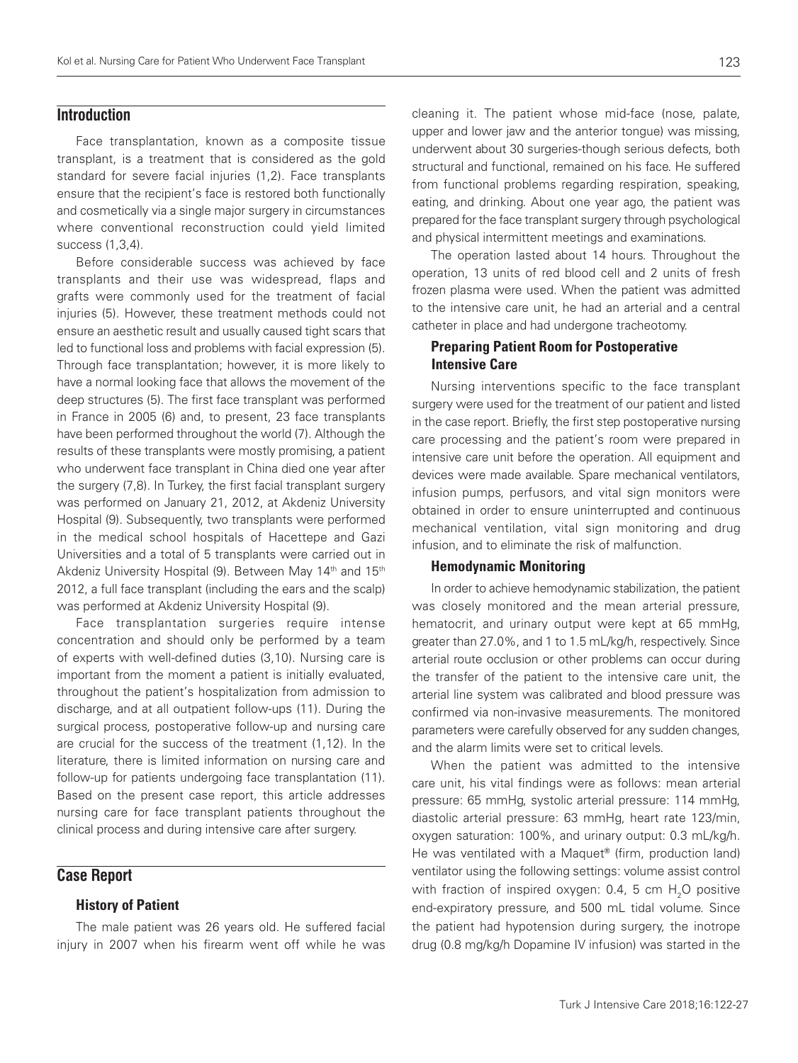## Introduction

Face transplantation, known as a composite tissue transplant, is a treatment that is considered as the gold standard for severe facial injuries (1,2). Face transplants ensure that the recipient's face is restored both functionally and cosmetically via a single major surgery in circumstances where conventional reconstruction could yield limited success (1,3,4).

Before considerable success was achieved by face transplants and their use was widespread, flaps and grafts were commonly used for the treatment of facial injuries (5). However, these treatment methods could not ensure an aesthetic result and usually caused tight scars that led to functional loss and problems with facial expression (5). Through face transplantation; however, it is more likely to have a normal looking face that allows the movement of the deep structures (5). The first face transplant was performed in France in 2005 (6) and, to present, 23 face transplants have been performed throughout the world (7). Although the results of these transplants were mostly promising, a patient who underwent face transplant in China died one year after the surgery (7,8). In Turkey, the first facial transplant surgery was performed on January 21, 2012, at Akdeniz University Hospital (9). Subsequently, two transplants were performed in the medical school hospitals of Hacettepe and Gazi Universities and a total of 5 transplants were carried out in Akdeniz University Hospital (9). Between May 14th and 15th 2012, a full face transplant (including the ears and the scalp) was performed at Akdeniz University Hospital (9).

Face transplantation surgeries require intense concentration and should only be performed by a team of experts with well-defined duties (3,10). Nursing care is important from the moment a patient is initially evaluated, throughout the patient's hospitalization from admission to discharge, and at all outpatient follow-ups (11). During the surgical process, postoperative follow-up and nursing care are crucial for the success of the treatment (1,12). In the literature, there is limited information on nursing care and follow-up for patients undergoing face transplantation (11). Based on the present case report, this article addresses nursing care for face transplant patients throughout the clinical process and during intensive care after surgery.

## Case Report

### History of Patient

The male patient was 26 years old. He suffered facial injury in 2007 when his firearm went off while he was cleaning it. The patient whose mid-face (nose, palate, upper and lower jaw and the anterior tongue) was missing, underwent about 30 surgeries-though serious defects, both structural and functional, remained on his face. He suffered from functional problems regarding respiration, speaking, eating, and drinking. About one year ago, the patient was prepared for the face transplant surgery through psychological and physical intermittent meetings and examinations.

The operation lasted about 14 hours. Throughout the operation, 13 units of red blood cell and 2 units of fresh frozen plasma were used. When the patient was admitted to the intensive care unit, he had an arterial and a central catheter in place and had undergone tracheotomy.

### Preparing Patient Room for Postoperative Intensive Care

Nursing interventions specific to the face transplant surgery were used for the treatment of our patient and listed in the case report. Briefly, the first step postoperative nursing care processing and the patient's room were prepared in intensive care unit before the operation. All equipment and devices were made available. Spare mechanical ventilators, infusion pumps, perfusors, and vital sign monitors were obtained in order to ensure uninterrupted and continuous mechanical ventilation, vital sign monitoring and drug infusion, and to eliminate the risk of malfunction.

### Hemodynamic Monitoring

In order to achieve hemodynamic stabilization, the patient was closely monitored and the mean arterial pressure, hematocrit, and urinary output were kept at 65 mmHg, greater than 27.0%, and 1 to 1.5 mL/kg/h, respectively. Since arterial route occlusion or other problems can occur during the transfer of the patient to the intensive care unit, the arterial line system was calibrated and blood pressure was confirmed via non-invasive measurements. The monitored parameters were carefully observed for any sudden changes, and the alarm limits were set to critical levels.

When the patient was admitted to the intensive care unit, his vital findings were as follows: mean arterial pressure: 65 mmHg, systolic arterial pressure: 114 mmHg, diastolic arterial pressure: 63 mmHg, heart rate 123/min, oxygen saturation: 100%, and urinary output: 0.3 mL/kg/h. He was ventilated with a Maquet® (firm, production land) ventilator using the following settings: volume assist control with fraction of inspired oxygen: 0.4, 5 cm $H_2O$ positive end-expiratory pressure, and 500 mL tidal volume. Since the patient had hypotension during surgery, the inotrope drug (0.8 mg/kg/h Dopamine IV infusion) was started in the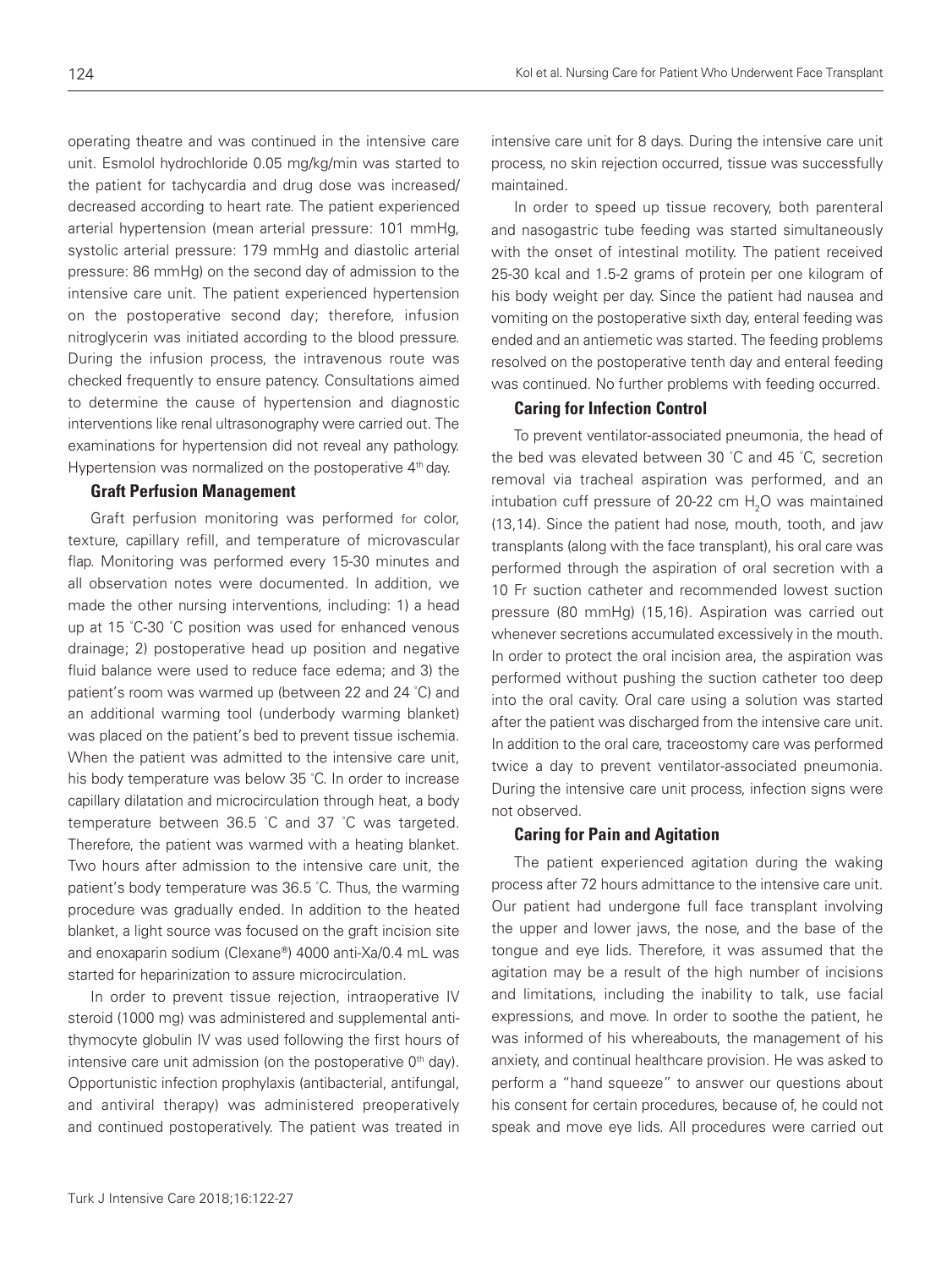operating theatre and was continued in the intensive care unit. Esmolol hydrochloride 0.05 mg/kg/min was started to the patient for tachycardia and drug dose was increased/decreased according to heart rate. The patient experienced arterial hypertension (mean arterial pressure: 101 mmHg, systolic arterial pressure: 179 mmHg and diastolic arterial pressure: 86 mmHg) on the second day of admission to the intensive care unit. The patient experienced hypertension on the postoperative second day; therefore, infusion nitroglycerin was initiated according to the blood pressure. During the infusion process, the intravenous route was checked frequently to ensure patency. Consultations aimed to determine the cause of hypertension and diagnostic interventions like renal ultrasonography were carried out. The examinations for hypertension did not reveal any pathology. Hypertension was normalized on the postoperative 4th day.

### Graft Perfusion Management

Graft perfusion monitoring was performed for color, texture, capillary refill, and temperature of microvascular flap. Monitoring was performed every 15-30 minutes and all observation notes were documented. In addition, we made the other nursing interventions, including: 1) a head up at 15 ˚C-30 ˚C position was used for enhanced venous drainage; 2) postoperative head up position and negative fluid balance were used to reduce face edema; and 3) the patient's room was warmed up (between 22 and 24 ˚C) and an additional warming tool (underbody warming blanket) was placed on the patient's bed to prevent tissue ischemia. When the patient was admitted to the intensive care unit, his body temperature was below 35 ˚C. In order to increase capillary dilatation and microcirculation through heat, a body temperature between 36.5 ˚C and 37 ˚C was targeted. Therefore, the patient was warmed with a heating blanket. Two hours after admission to the intensive care unit, the patient's body temperature was 36.5 ˚C. Thus, the warming procedure was gradually ended. In addition to the heated blanket, a light source was focused on the graft incision site and enoxaparin sodium (Clexane®) 4000 anti-Xa/0.4 mL was started for heparinization to assure microcirculation.

In order to prevent tissue rejection, intraoperative IV steroid (1000 mg) was administered and supplemental anti-thymocyte globulin IV was used following the first hours of intensive care unit admission (on the postoperative 0th day). Opportunistic infection prophylaxis (antibacterial, antifungal, and antiviral therapy) was administered preoperatively and continued postoperatively. The patient was treated in intensive care unit for 8 days. During the intensive care unit process, no skin rejection occurred, tissue was successfully maintained.

In order to speed up tissue recovery, both parenteral and nasogastric tube feeding was started simultaneously with the onset of intestinal motility. The patient received 25-30 kcal and 1.5-2 grams of protein per one kilogram of his body weight per day. Since the patient had nausea and vomiting on the postoperative sixth day, enteral feeding was ended and an antiemetic was started. The feeding problems resolved on the postoperative tenth day and enteral feeding was continued. No further problems with feeding occurred.

### Caring for Infection Control

To prevent ventilator-associated pneumonia, the head of the bed was elevated between 30 ˚C and 45 ˚C, secretion removal via tracheal aspiration was performed, and an intubation cuff pressure of 20-22 cm $H_2O$ was maintained (13,14). Since the patient had nose, mouth, tooth, and jaw transplants (along with the face transplant), his oral care was performed through the aspiration of oral secretion with a 10 Fr suction catheter and recommended lowest suction pressure (80 mmHg) (15,16). Aspiration was carried out whenever secretions accumulated excessively in the mouth. In order to protect the oral incision area, the aspiration was performed without pushing the suction catheter too deep into the oral cavity. Oral care using a solution was started after the patient was discharged from the intensive care unit. In addition to the oral care, traceostomy care was performed twice a day to prevent ventilator-associated pneumonia. During the intensive care unit process, infection signs were not observed.

### Caring for Pain and Agitation

The patient experienced agitation during the waking process after 72 hours admittance to the intensive care unit. Our patient had undergone full face transplant involving the upper and lower jaws, the nose, and the base of the tongue and eye lids. Therefore, it was assumed that the agitation may be a result of the high number of incisions and limitations, including the inability to talk, use facial expressions, and move. In order to soothe the patient, he was informed of his whereabouts, the management of his anxiety, and continual healthcare provision. He was asked to perform a "hand squeeze" to answer our questions about his consent for certain procedures, because of, he could not speak and move eye lids. All procedures were carried out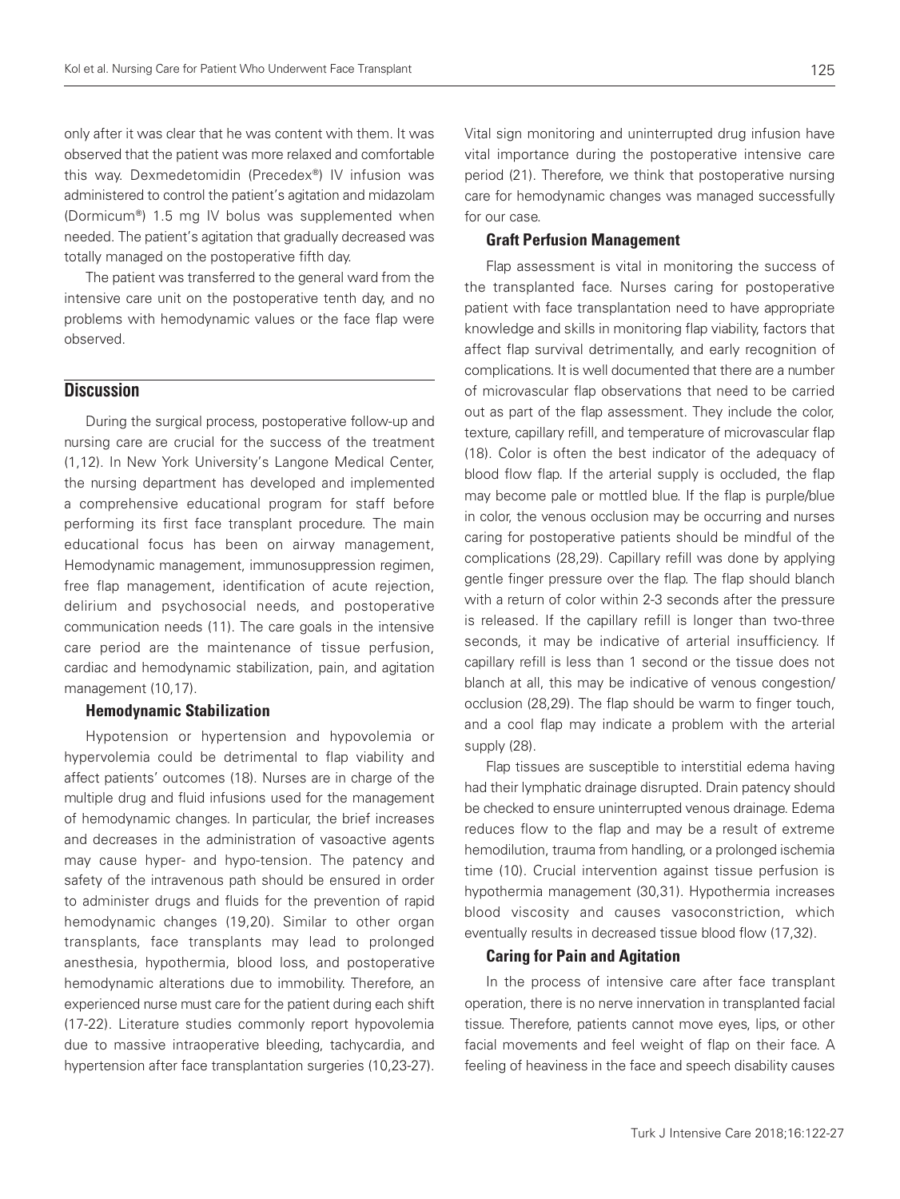only after it was clear that he was content with them. It was observed that the patient was more relaxed and comfortable this way. Dexmedetomidin (Precedex®) IV infusion was administered to control the patient's agitation and midazolam (Dormicum®) 1.5 mg IV bolus was supplemented when needed. The patient's agitation that gradually decreased was totally managed on the postoperative fifth day.

The patient was transferred to the general ward from the intensive care unit on the postoperative tenth day, and no problems with hemodynamic values or the face flap were observed.

## Discussion

During the surgical process, postoperative follow-up and nursing care are crucial for the success of the treatment (1,12). In New York University's Langone Medical Center, the nursing department has developed and implemented a comprehensive educational program for staff before performing its first face transplant procedure. The main educational focus has been on airway management, Hemodynamic management, immunosuppression regimen, free flap management, identification of acute rejection, delirium and psychosocial needs, and postoperative communication needs (11). The care goals in the intensive care period are the maintenance of tissue perfusion, cardiac and hemodynamic stabilization, pain, and agitation management (10,17).

### Hemodynamic Stabilization

Hypotension or hypertension and hypovolemia or hypervolemia could be detrimental to flap viability and affect patients' outcomes (18). Nurses are in charge of the multiple drug and fluid infusions used for the management of hemodynamic changes. In particular, the brief increases and decreases in the administration of vasoactive agents may cause hyper- and hypo-tension. The patency and safety of the intravenous path should be ensured in order to administer drugs and fluids for the prevention of rapid hemodynamic changes (19,20). Similar to other organ transplants, face transplants may lead to prolonged anesthesia, hypothermia, blood loss, and postoperative hemodynamic alterations due to immobility. Therefore, an experienced nurse must care for the patient during each shift (17-22). Literature studies commonly report hypovolemia due to massive intraoperative bleeding, tachycardia, and hypertension after face transplantation surgeries (10,23-27). Vital sign monitoring and uninterrupted drug infusion have vital importance during the postoperative intensive care period (21). Therefore, we think that postoperative nursing care for hemodynamic changes was managed successfully for our case.

### Graft Perfusion Management

Flap assessment is vital in monitoring the success of the transplanted face. Nurses caring for postoperative patient with face transplantation need to have appropriate knowledge and skills in monitoring flap viability, factors that affect flap survival detrimentally, and early recognition of complications. It is well documented that there are a number of microvascular flap observations that need to be carried out as part of the flap assessment. They include the color, texture, capillary refill, and temperature of microvascular flap (18). Color is often the best indicator of the adequacy of blood flow flap. If the arterial supply is occluded, the flap may become pale or mottled blue. If the flap is purple/blue in color, the venous occlusion may be occurring and nurses caring for postoperative patients should be mindful of the complications (28,29). Capillary refill was done by applying gentle finger pressure over the flap. The flap should blanch with a return of color within 2-3 seconds after the pressure is released. If the capillary refill is longer than two-three seconds, it may be indicative of arterial insufficiency. If capillary refill is less than 1 second or the tissue does not blanch at all, this may be indicative of venous congestion/occlusion (28,29). The flap should be warm to finger touch, and a cool flap may indicate a problem with the arterial supply (28).

Flap tissues are susceptible to interstitial edema having had their lymphatic drainage disrupted. Drain patency should be checked to ensure uninterrupted venous drainage. Edema reduces flow to the flap and may be a result of extreme hemodilution, trauma from handling, or a prolonged ischemia time (10). Crucial intervention against tissue perfusion is hypothermia management (30,31). Hypothermia increases blood viscosity and causes vasoconstriction, which eventually results in decreased tissue blood flow (17,32).

### Caring for Pain and Agitation

In the process of intensive care after face transplant operation, there is no nerve innervation in transplanted facial tissue. Therefore, patients cannot move eyes, lips, or other facial movements and feel weight of flap on their face. A feeling of heaviness in the face and speech disability causes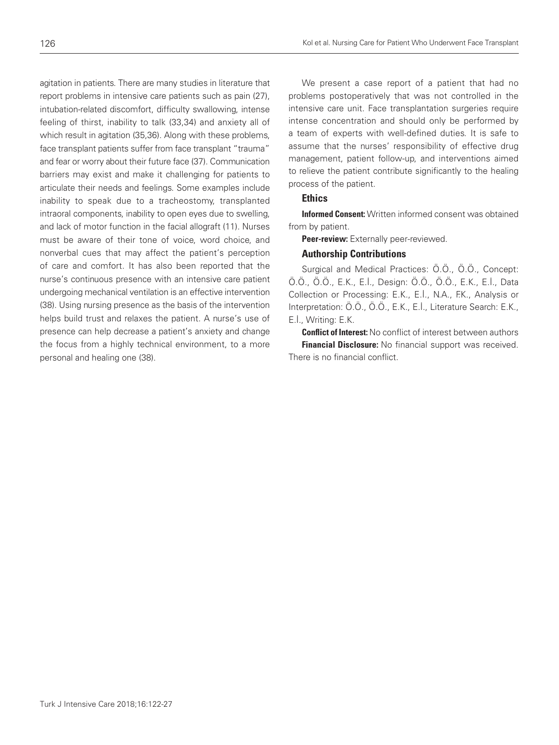agitation in patients. There are many studies in literature that report problems in intensive care patients such as pain (27), intubation-related discomfort, difficulty swallowing, intense feeling of thirst, inability to talk (33,34) and anxiety all of which result in agitation (35,36). Along with these problems, face transplant patients suffer from face transplant "trauma" and fear or worry about their future face (37). Communication barriers may exist and make it challenging for patients to articulate their needs and feelings. Some examples include inability to speak due to a tracheostomy, transplanted intraoral components, inability to open eyes due to swelling, and lack of motor function in the facial allograft (11). Nurses must be aware of their tone of voice, word choice, and nonverbal cues that may affect the patient's perception of care and comfort. It has also been reported that the nurse's continuous presence with an intensive care patient undergoing mechanical ventilation is an effective intervention (38). Using nursing presence as the basis of the intervention helps build trust and relaxes the patient. A nurse's use of presence can help decrease a patient's anxiety and change the focus from a highly technical environment, to a more personal and healing one (38).

We present a case report of a patient that had no problems postoperatively that was not controlled in the intensive care unit. Face transplantation surgeries require intense concentration and should only be performed by a team of experts with well-defined duties. It is safe to assume that the nurses' responsibility of effective drug management, patient follow-up, and interventions aimed to relieve the patient contribute significantly to the healing process of the patient.

### Ethics

**Informed Consent:** Written informed consent was obtained from by patient.

**Peer-review:** Externally peer-reviewed.

### Authorship Contributions

Surgical and Medical Practices: Ö.Ö., Ö.Ö., Concept: Ö.Ö., Ö.Ö., E.K., E.İ., Design: Ö.Ö., Ö.Ö., E.K., E.İ., Data Collection or Processing: E.K., E.İ., N.A., F.K., Analysis or Interpretation: Ö.Ö., Ö.Ö., E.K., E.İ., Literature Search: E.K., E.İ., Writing: E.K.

**Conflict of Interest:** No conflict of interest between authors

**Financial Disclosure:** No financial support was received. There is no financial conflict.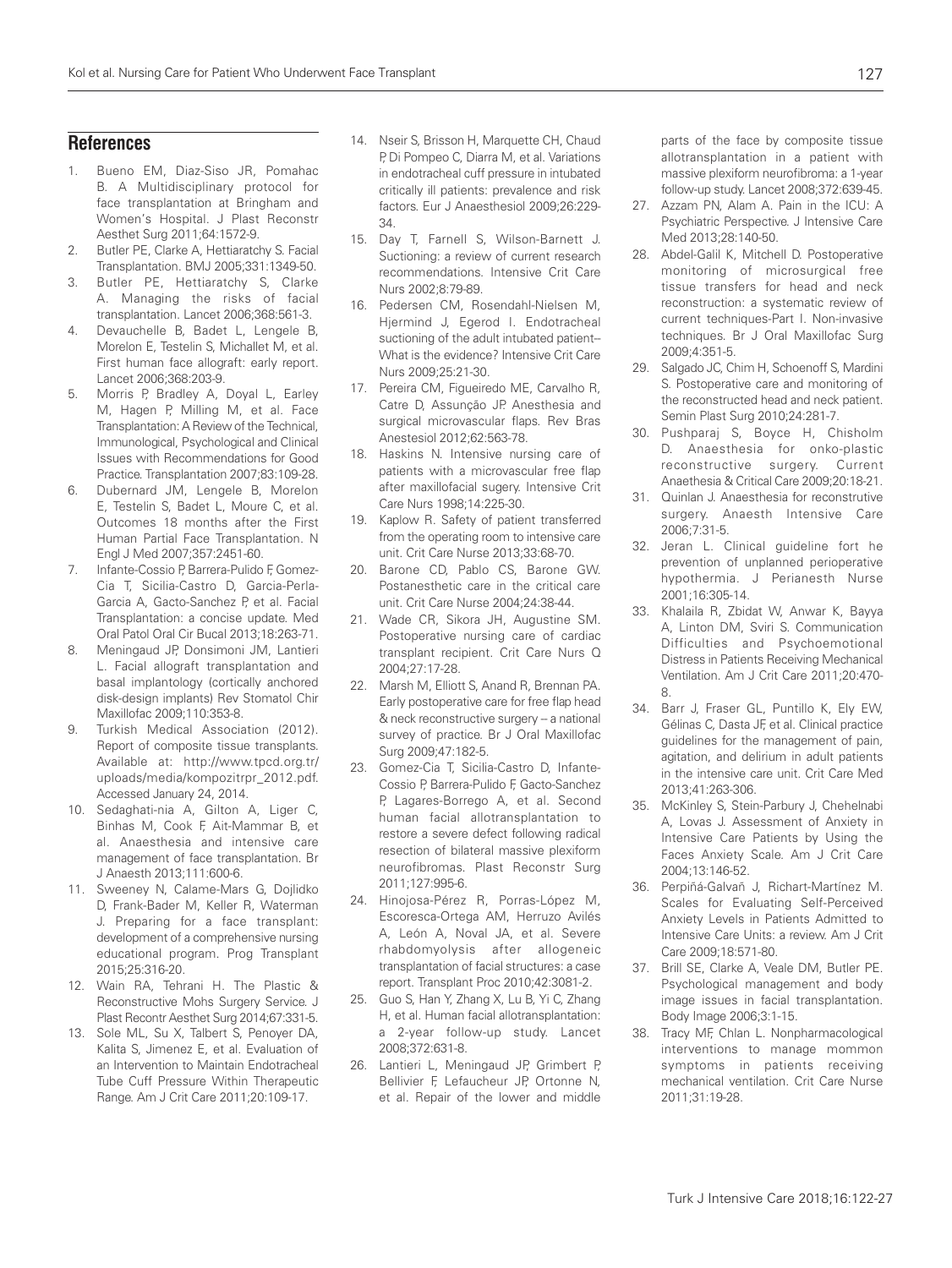## References

1. Bueno EM, Diaz-Siso JR, Pomahac B. A Multidisciplinary protocol for face transplantation at Bringham and Women's Hospital. J Plast Reconstr Aesthet Surg 2011;64:1572-9.
2. Butler PE, Clarke A, Hettiaratchy S. Facial Transplantation. BMJ 2005;331:1349-50.
3. Butler PE, Hettiaratchy S, Clarke A. Managing the risks of facial transplantation. Lancet 2006;368:561-3.
4. Devauchelle B, Badet L, Lengele B, Morelon E, Testelin S, Michallet M, et al. First human face allograft: early report. Lancet 2006;368:203-9.
5. Morris P, Bradley A, Doyal L, Earley M, Hagen P, Milling M, et al. Face Transplantation: A Review of the Technical, Immunological, Psychological and Clinical Issues with Recommendations for Good Practice. Transplantation 2007;83:109-28.
6. Dubernard JM, Lengele B, Morelon E, Testelin S, Badet L, Moure C, et al. Outcomes 18 months after the First Human Partial Face Transplantation. N Engl J Med 2007;357:2451-60.
7. Infante-Cossio P, Barrera-Pulido F, Gomez-Cia T, Sicilia-Castro D, Garcia-Perla-Garcia A, Gacto-Sanchez P, et al. Facial Transplantation: a concise update. Med Oral Patol Oral Cir Bucal 2013;18:263-71.
8. Meningaud JP, Donsimoni JM, Lantieri L. Facial allograft transplantation and basal implantology (cortically anchored disk-design implants) Rev Stomatol Chir Maxillofac 2009;110:353-8.
9. Turkish Medical Association (2012). Report of composite tissue transplants. Available at: http://www.tpcd.org.tr/uploads/media/kompozitrpr_2012.pdf. Accessed January 24, 2014.
10. Sedaghati-nia A, Gilton A, Liger C, Binhas M, Cook F, Ait-Mammar B, et al. Anaesthesia and intensive care management of face transplantation. Br J Anaesth 2013;111:600-6.
11. Sweeney N, Calame-Mars G, Dojlidko D, Frank-Bader M, Keller R, Waterman J. Preparing for a face transplant: development of a comprehensive nursing educational program. Prog Transplant 2015;25:316-20.
12. Wain RA, Tehrani H. The Plastic & Reconstructive Mohs Surgery Service. J Plast Recontr Aesthet Surg 2014;67:331-5.
13. Sole ML, Su X, Talbert S, Penoyer DA, Kalita S, Jimenez E, et al. Evaluation of an Intervention to Maintain Endotracheal Tube Cuff Pressure Within Therapeutic Range. Am J Crit Care 2011;20:109-17.
14. Nseir S, Brisson H, Marquette CH, Chaud P, Di Pompeo C, Diarra M, et al. Variations in endotracheal cuff pressure in intubated critically ill patients: prevalence and risk factors. Eur J Anaesthesiol 2009;26:229-34.
15. Day T, Farnell S, Wilson-Barnett J. Suctioning: a review of current research recommendations. Intensive Crit Care Nurs 2002;8:79-89.
16. Pedersen CM, Rosendahl-Nielsen M, Hjermind J, Egerod I. Endotracheal suctioning of the adult intubated patient--What is the evidence? Intensive Crit Care Nurs 2009;25:21-30.
17. Pereira CM, Figueiredo ME, Carvalho R, Catre D, Assunção JP. Anesthesia and surgical microvascular flaps. Rev Bras Anestesiol 2012;62:563-78.
18. Haskins N. Intensive nursing care of patients with a microvascular free flap after maxillofacial sugery. Intensive Crit Care Nurs 1998;14:225-30.
19. Kaplow R. Safety of patient transferred from the operating room to intensive care unit. Crit Care Nurse 2013;33:68-70.
20. Barone CD, Pablo CS, Barone GW. Postanesthetic care in the critical care unit. Crit Care Nurse 2004;24:38-44.
21. Wade CR, Sikora JH, Augustine SM. Postoperative nursing care of cardiac transplant recipient. Crit Care Nurs Q 2004;27:17-28.
22. Marsh M, Elliott S, Anand R, Brennan PA. Early postoperative care for free flap head & neck reconstructive surgery – a national survey of practice. Br J Oral Maxillofac Surg 2009;47:182-5.
23. Gomez-Cia T, Sicilia-Castro D, Infante-Cossio P, Barrera-Pulido F, Gacto-Sanchez P, Lagares-Borrego A, et al. Second human facial allotransplantation to restore a severe defect following radical resection of bilateral massive plexiform neurofibromas. Plast Reconstr Surg 2011;127:995-6.
24. Hinojosa-Pérez R, Porras-López M, Escoresca-Ortega AM, Herruzo Avilés A, León A, Noval JA, et al. Severe rhabdomyolysis after allogeneic transplantation of facial structures: a case report. Transplant Proc 2010;42:3081-2.
25. Guo S, Han Y, Zhang X, Lu B, Yi C, Zhang H, et al. Human facial allotransplantation: a 2-year follow-up study. Lancet 2008;372:631-8.
26. Lantieri L, Meningaud JP, Grimbert P, Bellivier F, Lefaucheur JP, Ortonne N, et al. Repair of the lower and middle parts of the face by composite tissue allotransplantation in a patient with massive plexiform neurofibroma: a 1-year follow-up study. Lancet 2008;372:639-45.
27. Azzam PN, Alam A. Pain in the ICU: A Psychiatric Perspective. J Intensive Care Med 2013;28:140-50.
28. Abdel-Galil K, Mitchell D. Postoperative monitoring of microsurgical free tissue transfers for head and neck reconstruction: a systematic review of current techniques-Part I. Non-invasive techniques. Br J Oral Maxillofac Surg 2009;4:351-5.
29. Salgado JC, Chim H, Schoenoff S, Mardini S. Postoperative care and monitoring of the reconstructed head and neck patient. Semin Plast Surg 2010;24:281-7.
30. Pushparaj S, Boyce H, Chisholm D. Anaesthesia for onko-plastic reconstructive surgery. Current Anaethesia & Critical Care 2009;20:18-21.
31. Quinlan J. Anaesthesia for reconstructive surgery. Anaesth Intensive Care 2006;7:31-5.
32. Jeran L. Clinical guideline fort he prevention of unplanned perioperative hypothermia. J Perianesth Nurse 2001;16:305-14.
33. Khalaila R, Zbidat W, Anwar K, Bayya A, Linton DM, Sviri S. Communication Difficulties and Psychoemotional Distress in Patients Receiving Mechanical Ventilation. Am J Crit Care 2011;20:470-8.
34. Barr J, Fraser GL, Puntillo K, Ely EW, Gélinas C, Dasta JF, et al. Clinical practice guidelines for the management of pain, agitation, and delirium in adult patients in the intensive care unit. Crit Care Med 2013;41:263-306.
35. McKinley S, Stein-Parbury J, Chehelnabi A, Lovas J. Assessment of Anxiety in Intensive Care Patients by Using the Faces Anxiety Scale. Am J Crit Care 2004;13:146-52.
36. Perpiñá-Galvañ J, Richart-Martínez M. Scales for Evaluating Self-Perceived Anxiety Levels in Patients Admitted to Intensive Care Units: a review. Am J Crit Care 2009;18:571-80.
37. Brill SE, Clarke A, Veale DM, Butler PE. Psychological management and body image issues in facial transplantation. Body Image 2006;3:1-15.
38. Tracy MF, Chlan L. Nonpharmacological interventions to manage mommon symptoms in patients receiving mechanical ventilation. Crit Care Nurse 2011;31:19-28.